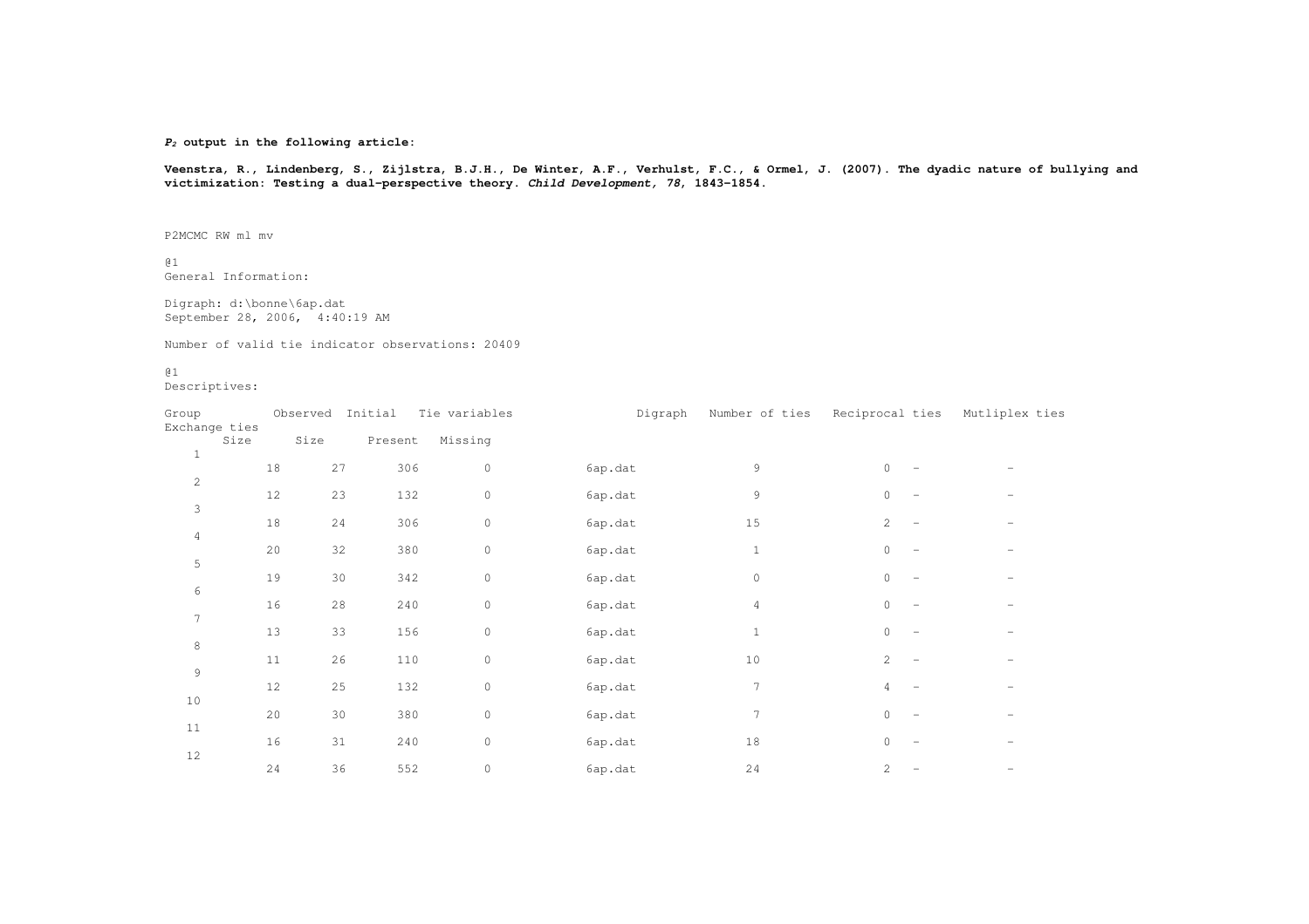**$P_2$ output in the following article:**

**Veenstra, R., Lindenberg, S., Zijlstra, B.J.H., De Winter, A.F., Verhulst, F.C., & Ormel, J. (2007). The dyadic nature of bullying and victimization: Testing a dual-perspective theory. *Child Development, 78*, 1843–1854.**

P2MCMC RW ml mv

@1
General Information:

Digraph: d:\bonne\6ap.dat
September 28, 2006, 4:40:19 AM

Number of valid tie indicator observations: 20409

@1
Descriptives:

| Group | Observed Size | Initial Size | Tie variables Present | Missing | Digraph | Number of ties | Reciprocal ties | Mutliplex ties | Exchange ties |
|---|---|---|---|---|---|---|---|---|---|
| 1 | 18 | 27 | 306 | 0 | 6ap.dat | 9 | 0 | - | - |
| 2 | 12 | 23 | 132 | 0 | 6ap.dat | 9 | 0 | - | - |
| 3 | 18 | 24 | 306 | 0 | 6ap.dat | 15 | 2 | - | - |
| 4 | 20 | 32 | 380 | 0 | 6ap.dat | 1 | 0 | - | - |
| 5 | 19 | 30 | 342 | 0 | 6ap.dat | 0 | 0 | - | - |
| 6 | 16 | 28 | 240 | 0 | 6ap.dat | 4 | 0 | - | - |
| 7 | 13 | 33 | 156 | 0 | 6ap.dat | 1 | 0 | - | - |
| 8 | 11 | 26 | 110 | 0 | 6ap.dat | 10 | 2 | - | - |
| 9 | 12 | 25 | 132 | 0 | 6ap.dat | 7 | 4 | - | - |
| 10 | 20 | 30 | 380 | 0 | 6ap.dat | 7 | 0 | - | - |
| 11 | 16 | 31 | 240 | 0 | 6ap.dat | 18 | 0 | - | - |
| 12 | 24 | 36 | 552 | 0 | 6ap.dat | 24 | 2 | - | - |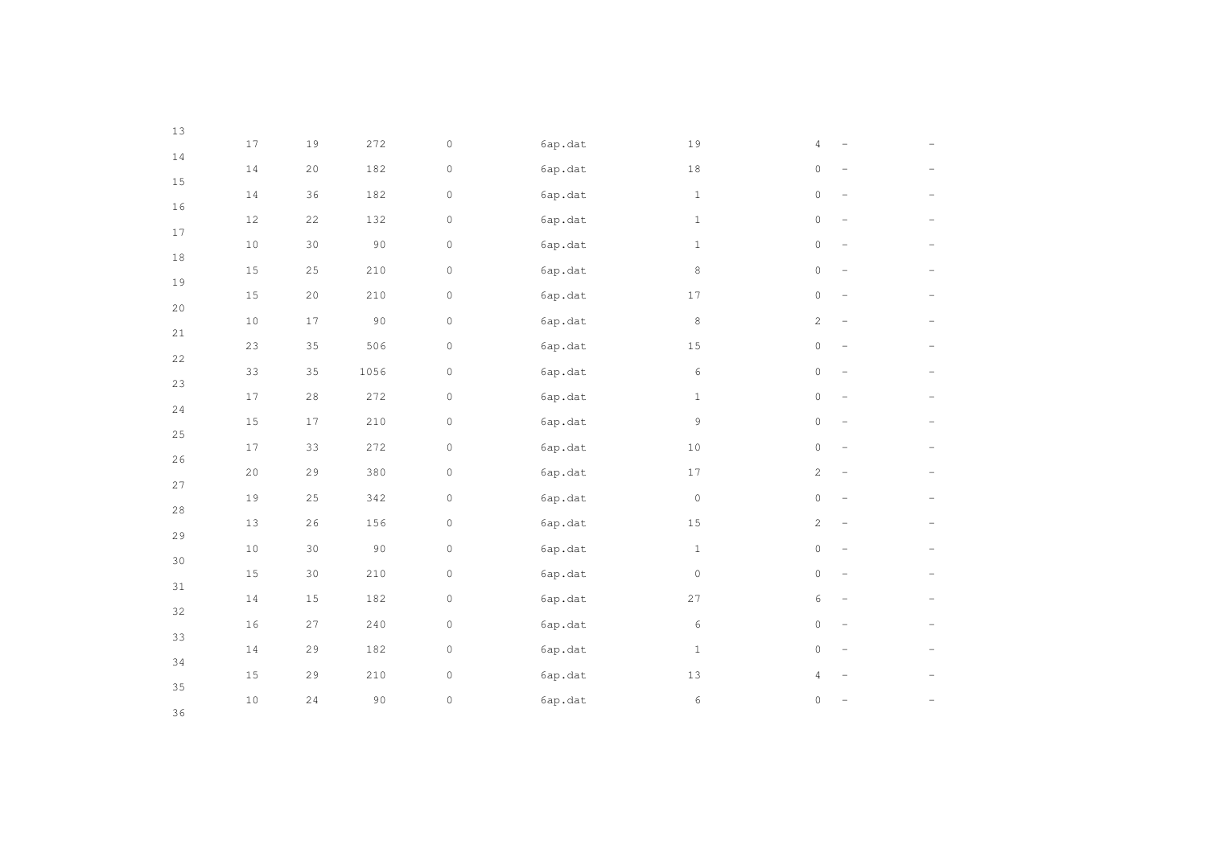| | | | | | | | | |
|---|---|---|---|---|---|---|---|---|
| 17 | 19 | 272 | 0 | 6ap.dat | 19 | 4 | – | – |
| 14 | 20 | 182 | 0 | 6ap.dat | 18 | 0 | – | – |
| 14 | 36 | 182 | 0 | 6ap.dat | 1 | 0 | – | – |
| 12 | 22 | 132 | 0 | 6ap.dat | 1 | 0 | – | – |
| 10 | 30 | 90 | 0 | 6ap.dat | 1 | 0 | – | – |
| 15 | 25 | 210 | 0 | 6ap.dat | 8 | 0 | – | – |
| 15 | 20 | 210 | 0 | 6ap.dat | 17 | 0 | – | – |
| 10 | 17 | 90 | 0 | 6ap.dat | 8 | 2 | – | – |
| 23 | 35 | 506 | 0 | 6ap.dat | 15 | 0 | – | – |
| 33 | 35 | 1056 | 0 | 6ap.dat | 6 | 0 | – | – |
| 17 | 28 | 272 | 0 | 6ap.dat | 1 | 0 | – | – |
| 15 | 17 | 210 | 0 | 6ap.dat | 9 | 0 | – | – |
| 17 | 33 | 272 | 0 | 6ap.dat | 10 | 0 | – | – |
| 20 | 29 | 380 | 0 | 6ap.dat | 17 | 2 | – | – |
| 19 | 25 | 342 | 0 | 6ap.dat | 0 | 0 | – | – |
| 13 | 26 | 156 | 0 | 6ap.dat | 15 | 2 | – | – |
| 10 | 30 | 90 | 0 | 6ap.dat | 1 | 0 | – | – |
| 15 | 30 | 210 | 0 | 6ap.dat | 0 | 0 | – | – |
| 14 | 15 | 182 | 0 | 6ap.dat | 27 | 6 | – | – |
| 16 | 27 | 240 | 0 | 6ap.dat | 6 | 0 | – | – |
| 14 | 29 | 182 | 0 | 6ap.dat | 1 | 0 | – | – |
| 15 | 29 | 210 | 0 | 6ap.dat | 13 | 4 | – | – |
| 10 | 24 | 90 | 0 | 6ap.dat | 6 | 0 | – | – |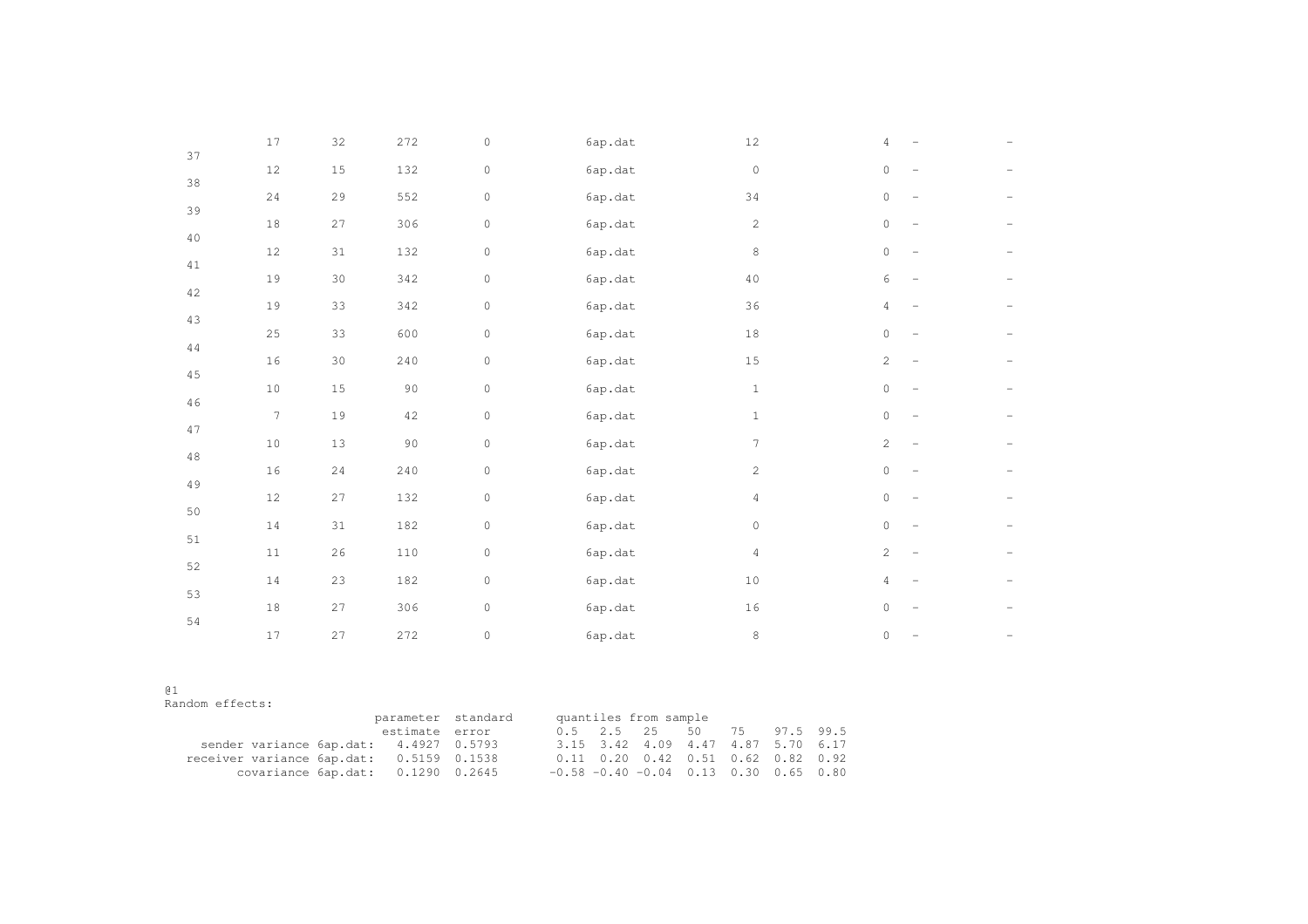| | | | | | | | | | |
|---|---|---|---|---|---|---|---|---|---|
| | 17 | 32 | 272 | 0 | 6ap.dat | 12 | 4 | – | – |
| 37 | 12 | 15 | 132 | 0 | 6ap.dat | 0 | 0 | – | – |
| 38 | 24 | 29 | 552 | 0 | 6ap.dat | 34 | 0 | – | – |
| 39 | 18 | 27 | 306 | 0 | 6ap.dat | 2 | 0 | – | – |
| 40 | 12 | 31 | 132 | 0 | 6ap.dat | 8 | 0 | – | – |
| 41 | 19 | 30 | 342 | 0 | 6ap.dat | 40 | 6 | – | – |
| 42 | 19 | 33 | 342 | 0 | 6ap.dat | 36 | 4 | – | – |
| 43 | 25 | 33 | 600 | 0 | 6ap.dat | 18 | 0 | – | – |
| 44 | 16 | 30 | 240 | 0 | 6ap.dat | 15 | 2 | – | – |
| 45 | 10 | 15 | 90 | 0 | 6ap.dat | 1 | 0 | – | – |
| 46 | 7 | 19 | 42 | 0 | 6ap.dat | 1 | 0 | – | – |
| 47 | 10 | 13 | 90 | 0 | 6ap.dat | 7 | 2 | – | – |
| 48 | 16 | 24 | 240 | 0 | 6ap.dat | 2 | 0 | – | – |
| 49 | 12 | 27 | 132 | 0 | 6ap.dat | 4 | 0 | – | – |
| 50 | 14 | 31 | 182 | 0 | 6ap.dat | 0 | 0 | – | – |
| 51 | 11 | 26 | 110 | 0 | 6ap.dat | 4 | 2 | – | – |
| 52 | 14 | 23 | 182 | 0 | 6ap.dat | 10 | 4 | – | – |
| 53 | 18 | 27 | 306 | 0 | 6ap.dat | 16 | 0 | – | – |
| 54 | 17 | 27 | 272 | 0 | 6ap.dat | 8 | 0 | – | – |

```
@1
Random effects:
                          parameter  standard      quantiles from sample
                           estimate  error          0.5   2.5   25    50    75    97.5  99.5
     sender variance 6ap.dat:   4.4927  0.5793        3.15  3.42  4.09  4.47  4.87  5.70  6.17
   receiver variance 6ap.dat:   0.5159  0.1538        0.11  0.20  0.42  0.51  0.62  0.82  0.92
          covariance 6ap.dat:   0.1290  0.2645       -0.58 -0.40 -0.04  0.13  0.30  0.65  0.80
```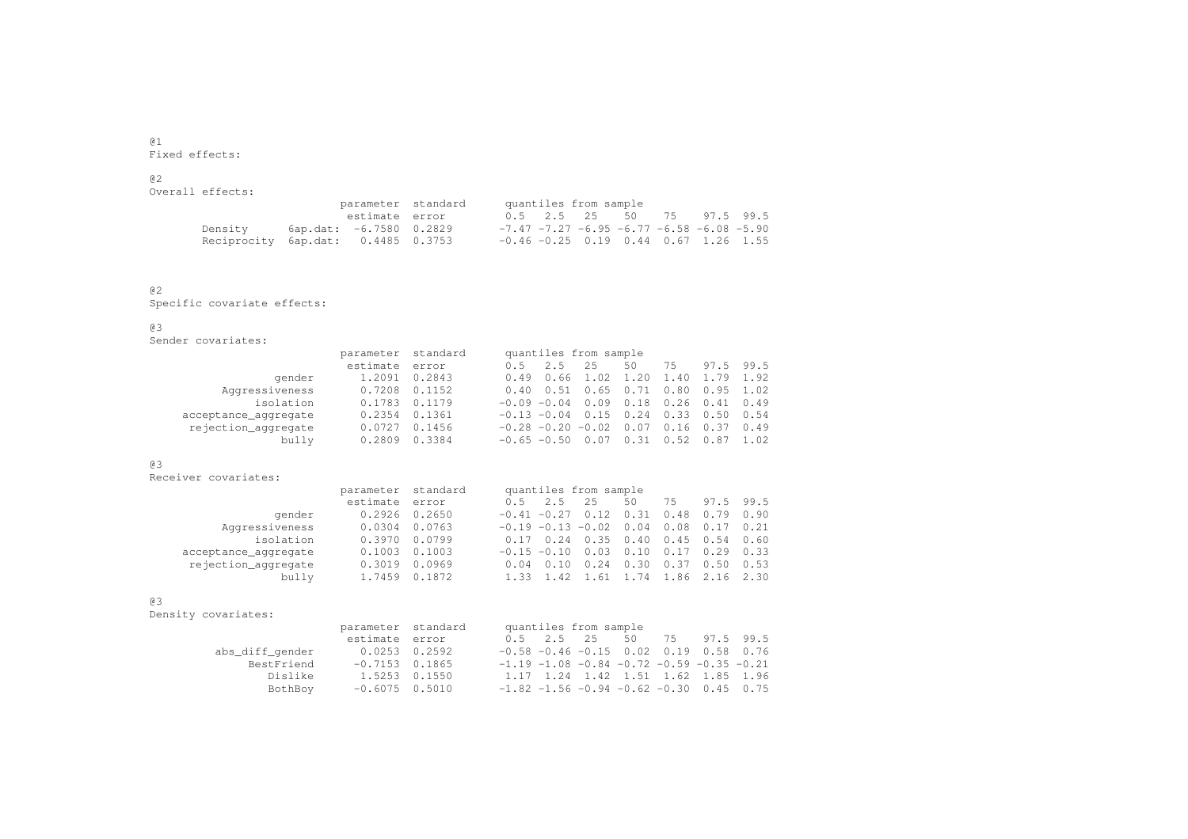@1
Fixed effects:

@2
Overall effects:

| | | parameter estimate | standard error | 0.5 | 2.5 | 25 | 50 | 75 | 97.5 | 99.5 |
|---|---|---|---|---|---|---|---|---|---|---|
| | | | | quantiles from sample | | | | | | |
| Density | 6ap.dat: | -6.7580 | 0.2829 | -7.47 | -7.27 | -6.95 | -6.77 | -6.58 | -6.08 | -5.90 |
| Reciprocity | 6ap.dat: | 0.4485 | 0.3753 | -0.46 | -0.25 | 0.19 | 0.44 | 0.67 | 1.26 | 1.55 |

@2
Specific covariate effects:

@3
Sender covariates:

| | parameter estimate | standard error | 0.5 | 2.5 | 25 | 50 | 75 | 97.5 | 99.5 |
|---|---|---|---|---|---|---|---|---|---|
| | | | quantiles from sample | | | | | | |
| gender | 1.2091 | 0.2843 | 0.49 | 0.66 | 1.02 | 1.20 | 1.40 | 1.79 | 1.92 |
| Aggressiveness | 0.7208 | 0.1152 | 0.40 | 0.51 | 0.65 | 0.71 | 0.80 | 0.95 | 1.02 |
| isolation | 0.1783 | 0.1179 | -0.09 | -0.04 | 0.09 | 0.18 | 0.26 | 0.41 | 0.49 |
| acceptance_aggregate | 0.2354 | 0.1361 | -0.13 | -0.04 | 0.15 | 0.24 | 0.33 | 0.50 | 0.54 |
| rejection_aggregate | 0.0727 | 0.1456 | -0.28 | -0.20 | -0.02 | 0.07 | 0.16 | 0.37 | 0.49 |
| bully | 0.2809 | 0.3384 | -0.65 | -0.50 | 0.07 | 0.31 | 0.52 | 0.87 | 1.02 |

@3
Receiver covariates:

| | parameter estimate | standard error | 0.5 | 2.5 | 25 | 50 | 75 | 97.5 | 99.5 |
|---|---|---|---|---|---|---|---|---|---|
| | | | quantiles from sample | | | | | | |
| gender | 0.2926 | 0.2650 | -0.41 | -0.27 | 0.12 | 0.31 | 0.48 | 0.79 | 0.90 |
| Aggressiveness | 0.0304 | 0.0763 | -0.19 | -0.13 | -0.02 | 0.04 | 0.08 | 0.17 | 0.21 |
| isolation | 0.3970 | 0.0799 | 0.17 | 0.24 | 0.35 | 0.40 | 0.45 | 0.54 | 0.60 |
| acceptance_aggregate | 0.1003 | 0.1003 | -0.15 | -0.10 | 0.03 | 0.10 | 0.17 | 0.29 | 0.33 |
| rejection_aggregate | 0.3019 | 0.0969 | 0.04 | 0.10 | 0.24 | 0.30 | 0.37 | 0.50 | 0.53 |
| bully | 1.7459 | 0.1872 | 1.33 | 1.42 | 1.61 | 1.74 | 1.86 | 2.16 | 2.30 |

@3
Density covariates:

| | parameter estimate | standard error | 0.5 | 2.5 | 25 | 50 | 75 | 97.5 | 99.5 |
|---|---|---|---|---|---|---|---|---|---|
| | | | quantiles from sample | | | | | | |
| abs_diff_gender | 0.0253 | 0.2592 | -0.58 | -0.46 | -0.15 | 0.02 | 0.19 | 0.58 | 0.76 |
| BestFriend | -0.7153 | 0.1865 | -1.19 | -1.08 | -0.84 | -0.72 | -0.59 | -0.35 | -0.21 |
| Dislike | 1.5253 | 0.1550 | 1.17 | 1.24 | 1.42 | 1.51 | 1.62 | 1.85 | 1.96 |
| BothBoy | -0.6075 | 0.5010 | -1.82 | -1.56 | -0.94 | -0.62 | -0.30 | 0.45 | 0.75 |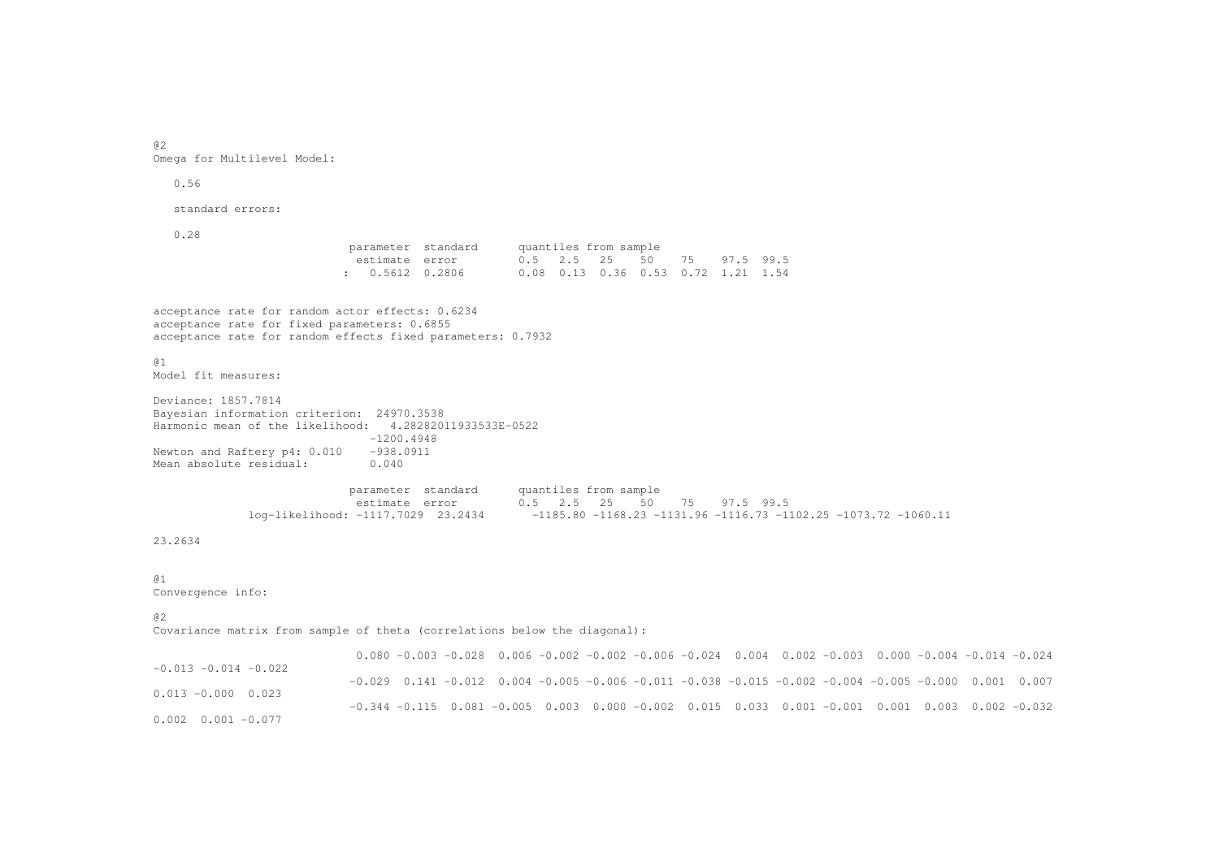```
@2
Omega for Multilevel Model:

   0.56

   standard errors:

   0.28
                            parameter  standard      quantiles from sample
                             estimate  error         0.5   2.5   25    50    75    97.5  99.5
                           :   0.5612  0.2806        0.08  0.13  0.36  0.53  0.72  1.21  1.54


acceptance rate for random actor effects: 0.6234
acceptance rate for fixed parameters: 0.6855
acceptance rate for random effects fixed parameters: 0.7932

@1
Model fit measures:

Deviance: 1857.7814
Bayesian information criterion:  24970.3538
Harmonic mean of the likelihood:   4.28282011933533E-0522
                                 -1200.4948
Newton and Raftery p4: 0.010    -938.0911
Mean absolute residual:         0.040

                            parameter  standard      quantiles from sample
                             estimate  error         0.5   2.5   25    50    75    97.5  99.5
             log-likelihood: -1117.7029  23.2434       -1185.80 -1168.23 -1131.96 -1116.73 -1102.25 -1073.72 -1060.11

23.2634


@1
Convergence info:

@2
Covariance matrix from sample of theta (correlations below the diagonal):

                             0.080 -0.003 -0.028  0.006 -0.002 -0.002 -0.006 -0.024  0.004  0.002 -0.003  0.000 -0.004 -0.014 -0.024
-0.013 -0.014 -0.022
                            -0.029  0.141 -0.012  0.004 -0.005 -0.006 -0.011 -0.038 -0.015 -0.002 -0.004 -0.005 -0.000  0.001  0.007
0.013 -0.000  0.023
                            -0.344 -0.115  0.081 -0.005  0.003  0.000 -0.002  0.015  0.033  0.001 -0.001  0.001  0.003  0.002 -0.032
0.002  0.001 -0.077
```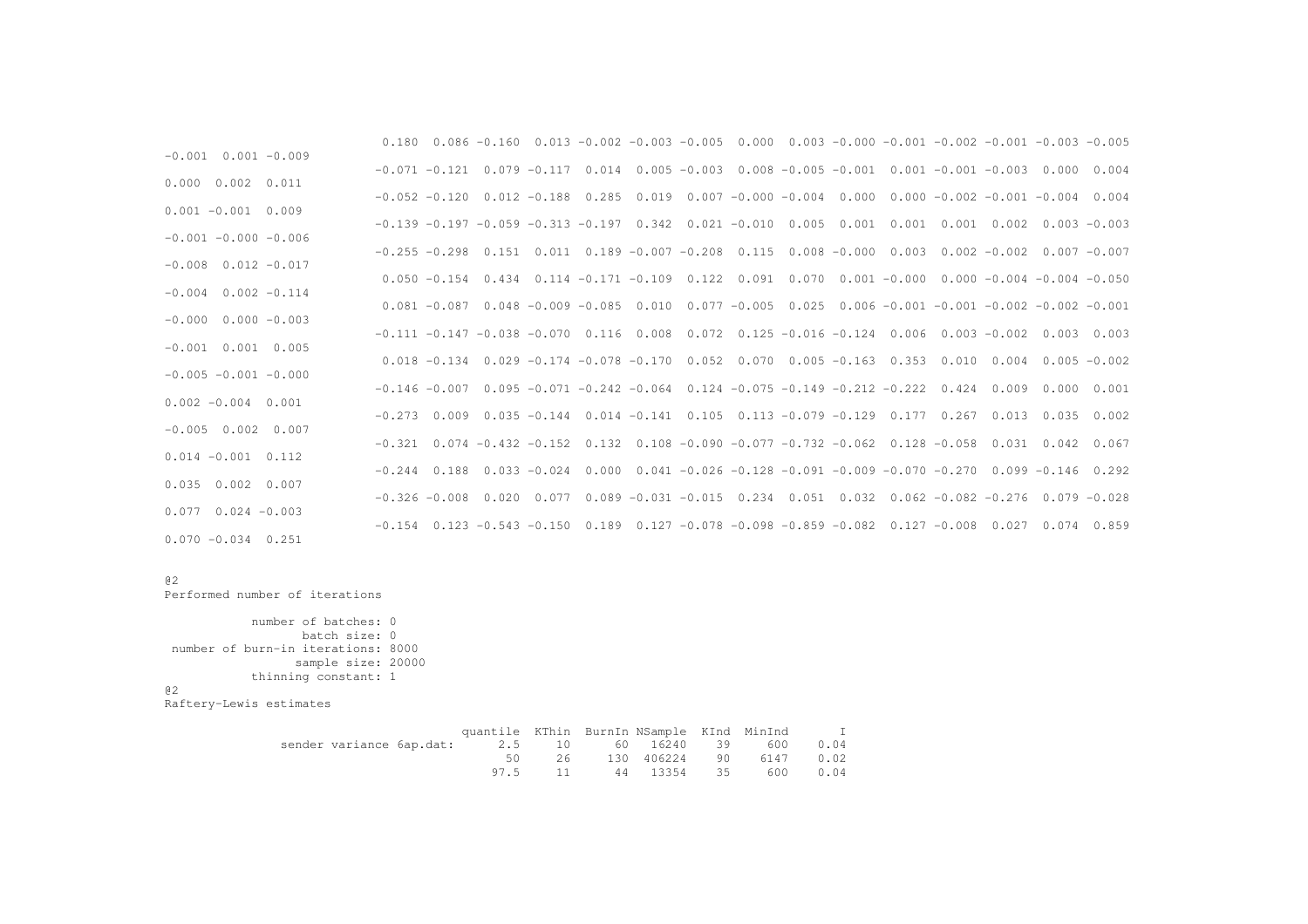```
                                 0.180  0.086 -0.160  0.013 -0.002 -0.003 -0.005  0.000  0.003 -0.000 -0.001 -0.002 -0.001 -0.003 -0.005
-0.001  0.001 -0.009
                                -0.071 -0.121  0.079 -0.117  0.014  0.005 -0.003  0.008 -0.005 -0.001  0.001 -0.001 -0.003  0.000  0.004
0.000  0.002  0.011
                                -0.052 -0.120  0.012 -0.188  0.285  0.019  0.007 -0.000 -0.004  0.000  0.000 -0.002 -0.001 -0.004  0.004
0.001 -0.001  0.009
                                -0.139 -0.197 -0.059 -0.313 -0.197  0.342  0.021 -0.010  0.005  0.001  0.001  0.001  0.002  0.003 -0.003
-0.001 -0.000 -0.006
                                -0.255 -0.298  0.151  0.011  0.189 -0.007 -0.208  0.115  0.008 -0.000  0.003  0.002 -0.002  0.007 -0.007
-0.008  0.012 -0.017
                                 0.050 -0.154  0.434  0.114 -0.171 -0.109  0.122  0.091  0.070  0.001 -0.000  0.000 -0.004 -0.004 -0.050
-0.004  0.002 -0.114
                                 0.081 -0.087  0.048 -0.009 -0.085  0.010  0.077 -0.005  0.025  0.006 -0.001 -0.001 -0.002 -0.002 -0.001
-0.000  0.000 -0.003
                                -0.111 -0.147 -0.038 -0.070  0.116  0.008  0.072  0.125 -0.016 -0.124  0.006  0.003 -0.002  0.003  0.003
-0.001  0.001  0.005
                                 0.018 -0.134  0.029 -0.174 -0.078 -0.170  0.052  0.070  0.005 -0.163  0.353  0.010  0.004  0.005 -0.002
-0.005 -0.001 -0.000
                                -0.146 -0.007  0.095 -0.071 -0.242 -0.064  0.124 -0.075 -0.149 -0.212 -0.222  0.424  0.009  0.000  0.001
0.002 -0.004  0.001
                                -0.273  0.009  0.035 -0.144  0.014 -0.141  0.105  0.113 -0.079 -0.129  0.177  0.267  0.013  0.035  0.002
-0.005  0.002  0.007
                                -0.321  0.074 -0.432 -0.152  0.132  0.108 -0.090 -0.077 -0.732 -0.062  0.128 -0.058  0.031  0.042  0.067
0.014 -0.001  0.112
                                -0.244  0.188  0.033 -0.024  0.000  0.041 -0.026 -0.128 -0.091 -0.009 -0.070 -0.270  0.099 -0.146  0.292
0.035  0.002  0.007
                                -0.326 -0.008  0.020  0.077  0.089 -0.031 -0.015  0.234  0.051  0.032  0.062 -0.082 -0.276  0.079 -0.028
0.077  0.024 -0.003
                                -0.154  0.123 -0.543 -0.150  0.189  0.127 -0.078 -0.098 -0.859 -0.082  0.127 -0.008  0.027  0.074  0.859
0.070 -0.034  0.251
```

@2
Performed number of iterations

```
           number of batches: 0
                  batch size: 0
 number of burn-in iterations: 8000
                 sample size: 20000
           thinning constant: 1
```

@2
Raftery-Lewis estimates

| | quantile | KThin | BurnIn | NSample | KInd | MinInd | I |
|---|---|---|---|---|---|---|---|
| sender variance 6ap.dat: | 2.5 | 10 | 60 | 16240 | 39 | 600 | 0.04 |
| | 50 | 26 | 130 | 406224 | 90 | 6147 | 0.02 |
| | 97.5 | 11 | 44 | 13354 | 35 | 600 | 0.04 |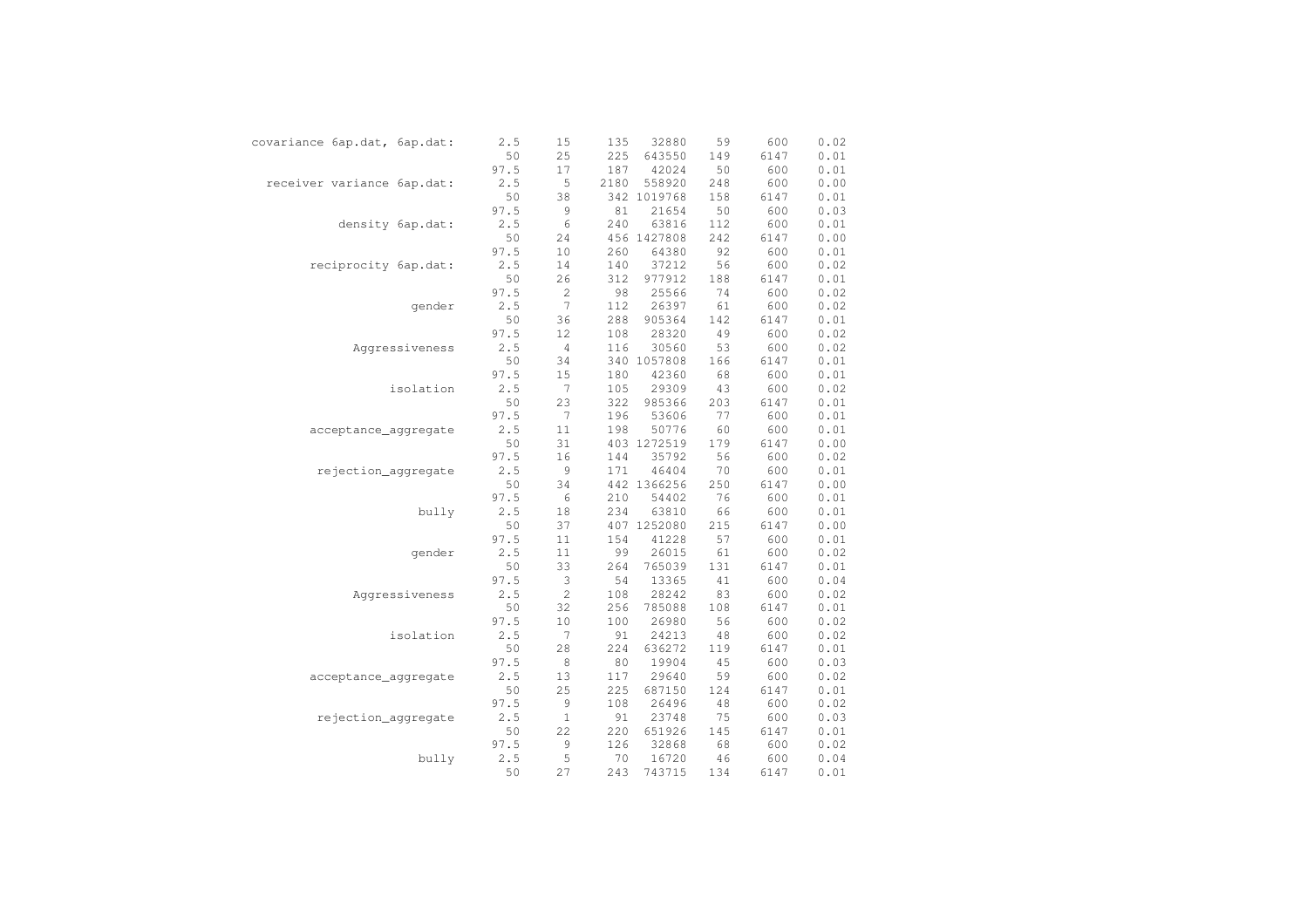| | | | | | | | |
|---|---|---|---|---|---|---|---|
| covariance 6ap.dat, 6ap.dat: | 2.5 | 15 | 135 | 32880 | 59 | 600 | 0.02 |
| | 50 | 25 | 225 | 643550 | 149 | 6147 | 0.01 |
| | 97.5 | 17 | 187 | 42024 | 50 | 600 | 0.01 |
| receiver variance 6ap.dat: | 2.5 | 5 | 2180 | 558920 | 248 | 600 | 0.00 |
| | 50 | 38 | 342 | 1019768 | 158 | 6147 | 0.01 |
| | 97.5 | 9 | 81 | 21654 | 50 | 600 | 0.03 |
| density 6ap.dat: | 2.5 | 6 | 240 | 63816 | 112 | 600 | 0.01 |
| | 50 | 24 | 456 | 1427808 | 242 | 6147 | 0.00 |
| | 97.5 | 10 | 260 | 64380 | 92 | 600 | 0.01 |
| reciprocity 6ap.dat: | 2.5 | 14 | 140 | 37212 | 56 | 600 | 0.02 |
| | 50 | 26 | 312 | 977912 | 188 | 6147 | 0.01 |
| | 97.5 | 2 | 98 | 25566 | 74 | 600 | 0.02 |
| gender | 2.5 | 7 | 112 | 26397 | 61 | 600 | 0.02 |
| | 50 | 36 | 288 | 905364 | 142 | 6147 | 0.01 |
| | 97.5 | 12 | 108 | 28320 | 49 | 600 | 0.02 |
| Aggressiveness | 2.5 | 4 | 116 | 30560 | 53 | 600 | 0.02 |
| | 50 | 34 | 340 | 1057808 | 166 | 6147 | 0.01 |
| | 97.5 | 15 | 180 | 42360 | 68 | 600 | 0.01 |
| isolation | 2.5 | 7 | 105 | 29309 | 43 | 600 | 0.02 |
| | 50 | 23 | 322 | 985366 | 203 | 6147 | 0.01 |
| | 97.5 | 7 | 196 | 53606 | 77 | 600 | 0.01 |
| acceptance_aggregate | 2.5 | 11 | 198 | 50776 | 60 | 600 | 0.01 |
| | 50 | 31 | 403 | 1272519 | 179 | 6147 | 0.00 |
| | 97.5 | 16 | 144 | 35792 | 56 | 600 | 0.02 |
| rejection_aggregate | 2.5 | 9 | 171 | 46404 | 70 | 600 | 0.01 |
| | 50 | 34 | 442 | 1366256 | 250 | 6147 | 0.00 |
| | 97.5 | 6 | 210 | 54402 | 76 | 600 | 0.01 |
| bully | 2.5 | 18 | 234 | 63810 | 66 | 600 | 0.01 |
| | 50 | 37 | 407 | 1252080 | 215 | 6147 | 0.00 |
| | 97.5 | 11 | 154 | 41228 | 57 | 600 | 0.01 |
| gender | 2.5 | 11 | 99 | 26015 | 61 | 600 | 0.02 |
| | 50 | 33 | 264 | 765039 | 131 | 6147 | 0.01 |
| | 97.5 | 3 | 54 | 13365 | 41 | 600 | 0.04 |
| Aggressiveness | 2.5 | 2 | 108 | 28242 | 83 | 600 | 0.02 |
| | 50 | 32 | 256 | 785088 | 108 | 6147 | 0.01 |
| | 97.5 | 10 | 100 | 26980 | 56 | 600 | 0.02 |
| isolation | 2.5 | 7 | 91 | 24213 | 48 | 600 | 0.02 |
| | 50 | 28 | 224 | 636272 | 119 | 6147 | 0.01 |
| | 97.5 | 8 | 80 | 19904 | 45 | 600 | 0.03 |
| acceptance_aggregate | 2.5 | 13 | 117 | 29640 | 59 | 600 | 0.02 |
| | 50 | 25 | 225 | 687150 | 124 | 6147 | 0.01 |
| | 97.5 | 9 | 108 | 26496 | 48 | 600 | 0.02 |
| rejection_aggregate | 2.5 | 1 | 91 | 23748 | 75 | 600 | 0.03 |
| | 50 | 22 | 220 | 651926 | 145 | 6147 | 0.01 |
| | 97.5 | 9 | 126 | 32868 | 68 | 600 | 0.02 |
| bully | 2.5 | 5 | 70 | 16720 | 46 | 600 | 0.04 |
| | 50 | 27 | 243 | 743715 | 134 | 6147 | 0.01 |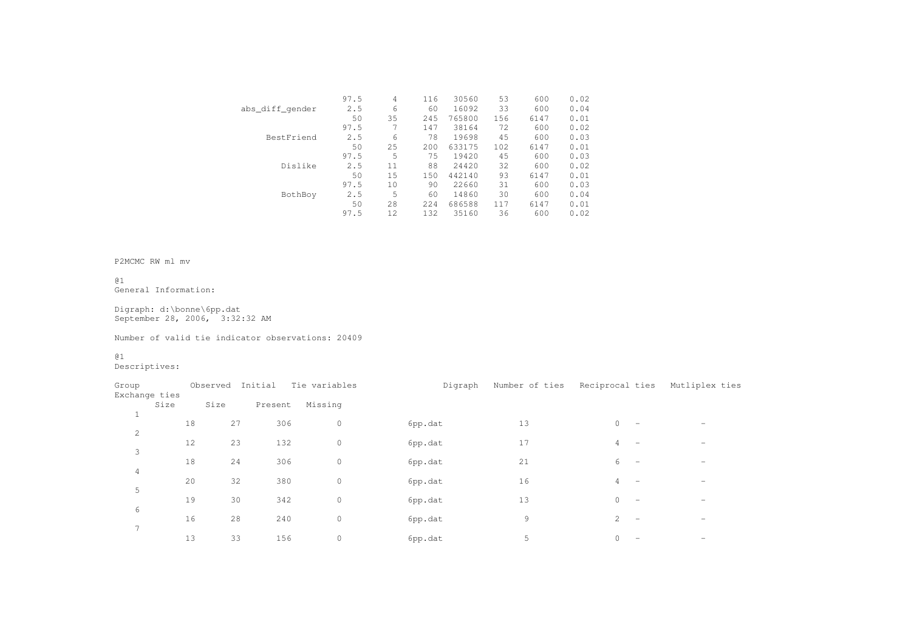| | | | | | | | |
|---|---|---|---|---|---|---|---|
| | 97.5 | 4 | 116 | 30560 | 53 | 600 | 0.02 |
| abs_diff_gender | 2.5 | 6 | 60 | 16092 | 33 | 600 | 0.04 |
| | 50 | 35 | 245 | 765800 | 156 | 6147 | 0.01 |
| | 97.5 | 7 | 147 | 38164 | 72 | 600 | 0.02 |
| BestFriend | 2.5 | 6 | 78 | 19698 | 45 | 600 | 0.03 |
| | 50 | 25 | 200 | 633175 | 102 | 6147 | 0.01 |
| | 97.5 | 5 | 75 | 19420 | 45 | 600 | 0.03 |
| Dislike | 2.5 | 11 | 88 | 24420 | 32 | 600 | 0.02 |
| | 50 | 15 | 150 | 442140 | 93 | 6147 | 0.01 |
| | 97.5 | 10 | 90 | 22660 | 31 | 600 | 0.03 |
| BothBoy | 2.5 | 5 | 60 | 14860 | 30 | 600 | 0.04 |
| | 50 | 28 | 224 | 686588 | 117 | 6147 | 0.01 |
| | 97.5 | 12 | 132 | 35160 | 36 | 600 | 0.02 |

P2MCMC RW ml mv

@1
General Information:

Digraph: d:\bonne\6pp.dat
September 28, 2006, 3:32:32 AM

Number of valid tie indicator observations: 20409

@1
Descriptives:

| Group | Observed Size | Initial Size | Tie variables Present | Missing | Digraph | Number of ties | Reciprocal ties | Mutliplex ties | Exchange ties |
|---|---|---|---|---|---|---|---|---|---|
| 1 | 18 | 27 | 306 | 0 | 6pp.dat | 13 | 0 | - | - |
| 2 | 12 | 23 | 132 | 0 | 6pp.dat | 17 | 4 | - | - |
| 3 | 18 | 24 | 306 | 0 | 6pp.dat | 21 | 6 | - | - |
| 4 | 20 | 32 | 380 | 0 | 6pp.dat | 16 | 4 | - | - |
| 5 | 19 | 30 | 342 | 0 | 6pp.dat | 13 | 0 | - | - |
| 6 | 16 | 28 | 240 | 0 | 6pp.dat | 9 | 2 | - | - |
| 7 | 13 | 33 | 156 | 0 | 6pp.dat | 5 | 0 | - | - |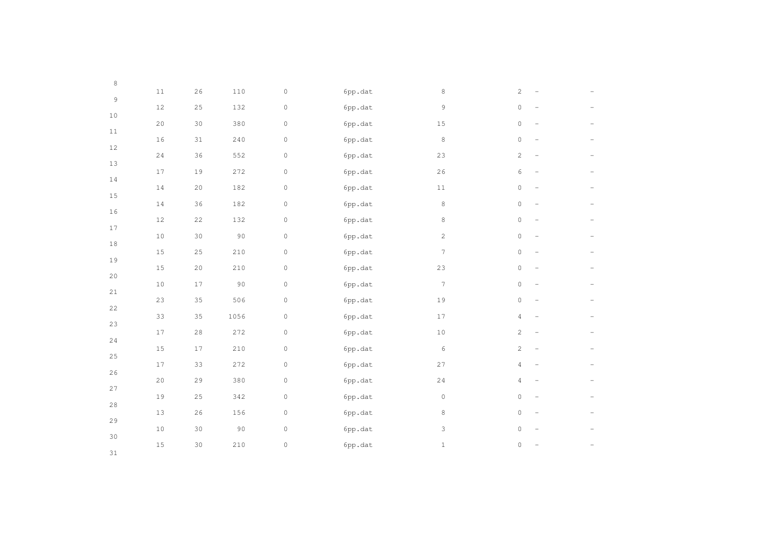| | | | | | | | | |
|---|---|---|---|---|---|---|---|---|
| 11 | 26 | 110 | 0 | 6pp.dat | 8 | 2 | – | – |
| 12 | 25 | 132 | 0 | 6pp.dat | 9 | 0 | – | – |
| 20 | 30 | 380 | 0 | 6pp.dat | 15 | 0 | – | – |
| 16 | 31 | 240 | 0 | 6pp.dat | 8 | 0 | – | – |
| 24 | 36 | 552 | 0 | 6pp.dat | 23 | 2 | – | – |
| 17 | 19 | 272 | 0 | 6pp.dat | 26 | 6 | – | – |
| 14 | 20 | 182 | 0 | 6pp.dat | 11 | 0 | – | – |
| 14 | 36 | 182 | 0 | 6pp.dat | 8 | 0 | – | – |
| 12 | 22 | 132 | 0 | 6pp.dat | 8 | 0 | – | – |
| 10 | 30 | 90 | 0 | 6pp.dat | 2 | 0 | – | – |
| 15 | 25 | 210 | 0 | 6pp.dat | 7 | 0 | – | – |
| 15 | 20 | 210 | 0 | 6pp.dat | 23 | 0 | – | – |
| 10 | 17 | 90 | 0 | 6pp.dat | 7 | 0 | – | – |
| 23 | 35 | 506 | 0 | 6pp.dat | 19 | 0 | – | – |
| 33 | 35 | 1056 | 0 | 6pp.dat | 17 | 4 | – | – |
| 17 | 28 | 272 | 0 | 6pp.dat | 10 | 2 | – | – |
| 15 | 17 | 210 | 0 | 6pp.dat | 6 | 2 | – | – |
| 17 | 33 | 272 | 0 | 6pp.dat | 27 | 4 | – | – |
| 20 | 29 | 380 | 0 | 6pp.dat | 24 | 4 | – | – |
| 19 | 25 | 342 | 0 | 6pp.dat | 0 | 0 | – | – |
| 13 | 26 | 156 | 0 | 6pp.dat | 8 | 0 | – | – |
| 10 | 30 | 90 | 0 | 6pp.dat | 3 | 0 | – | – |
| 15 | 30 | 210 | 0 | 6pp.dat | 1 | 0 | – | – |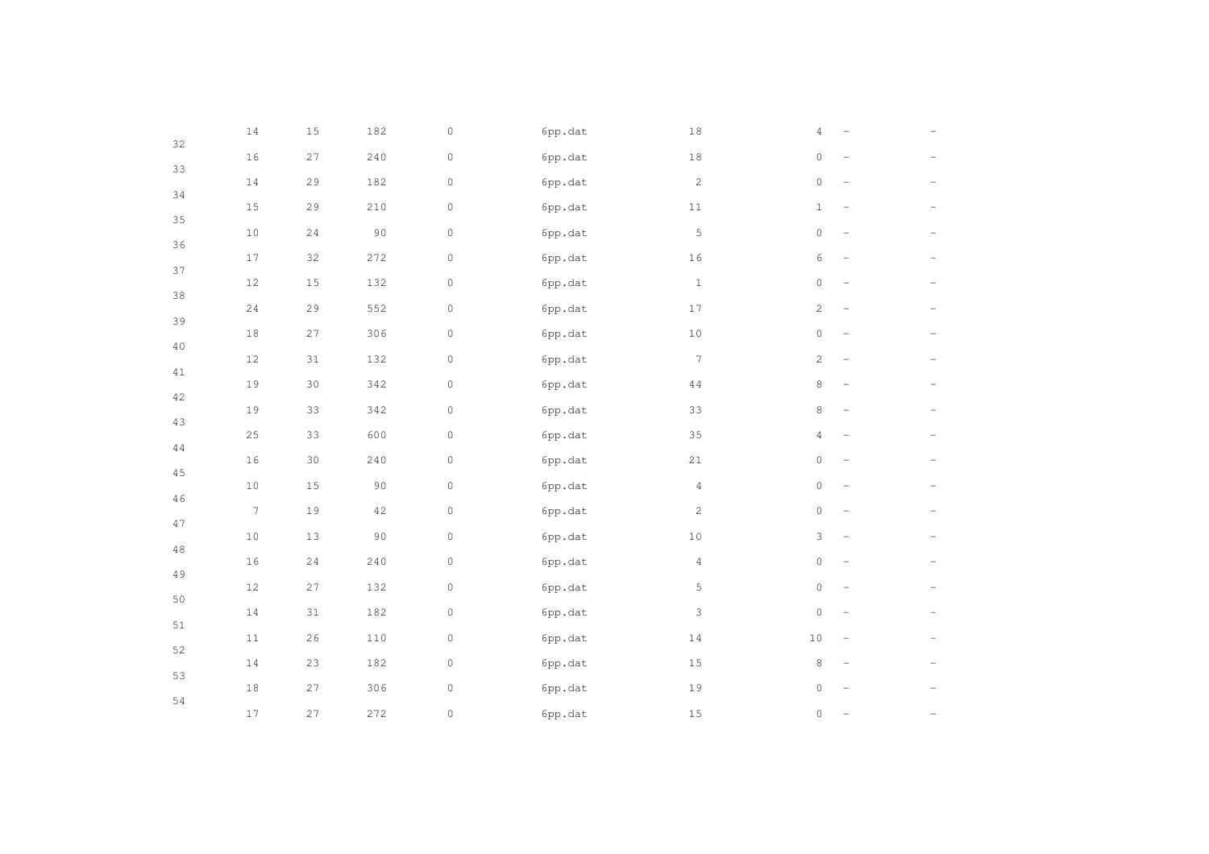| | | | | | | | | | |
|---|---|---|---|---|---|---|---|---|---|
| | 14 | 15 | 182 | 0 | 6pp.dat | 18 | 4 | – | – |
| 32 | 16 | 27 | 240 | 0 | 6pp.dat | 18 | 0 | – | – |
| 33 | 14 | 29 | 182 | 0 | 6pp.dat | 2 | 0 | – | – |
| 34 | 15 | 29 | 210 | 0 | 6pp.dat | 11 | 1 | – | – |
| 35 | 10 | 24 | 90 | 0 | 6pp.dat | 5 | 0 | – | – |
| 36 | 17 | 32 | 272 | 0 | 6pp.dat | 16 | 6 | – | – |
| 37 | 12 | 15 | 132 | 0 | 6pp.dat | 1 | 0 | – | – |
| 38 | 24 | 29 | 552 | 0 | 6pp.dat | 17 | 2 | – | – |
| 39 | 18 | 27 | 306 | 0 | 6pp.dat | 10 | 0 | – | – |
| 40 | 12 | 31 | 132 | 0 | 6pp.dat | 7 | 2 | – | – |
| 41 | 19 | 30 | 342 | 0 | 6pp.dat | 44 | 8 | – | – |
| 42 | 19 | 33 | 342 | 0 | 6pp.dat | 33 | 8 | – | – |
| 43 | 25 | 33 | 600 | 0 | 6pp.dat | 35 | 4 | – | – |
| 44 | 16 | 30 | 240 | 0 | 6pp.dat | 21 | 0 | – | – |
| 45 | 10 | 15 | 90 | 0 | 6pp.dat | 4 | 0 | – | – |
| 46 | 7 | 19 | 42 | 0 | 6pp.dat | 2 | 0 | – | – |
| 47 | 10 | 13 | 90 | 0 | 6pp.dat | 10 | 3 | – | – |
| 48 | 16 | 24 | 240 | 0 | 6pp.dat | 4 | 0 | – | – |
| 49 | 12 | 27 | 132 | 0 | 6pp.dat | 5 | 0 | – | – |
| 50 | 14 | 31 | 182 | 0 | 6pp.dat | 3 | 0 | – | – |
| 51 | 11 | 26 | 110 | 0 | 6pp.dat | 14 | 10 | – | – |
| 52 | 14 | 23 | 182 | 0 | 6pp.dat | 15 | 8 | – | – |
| 53 | 18 | 27 | 306 | 0 | 6pp.dat | 19 | 0 | – | – |
| 54 | 17 | 27 | 272 | 0 | 6pp.dat | 15 | 0 | – | – |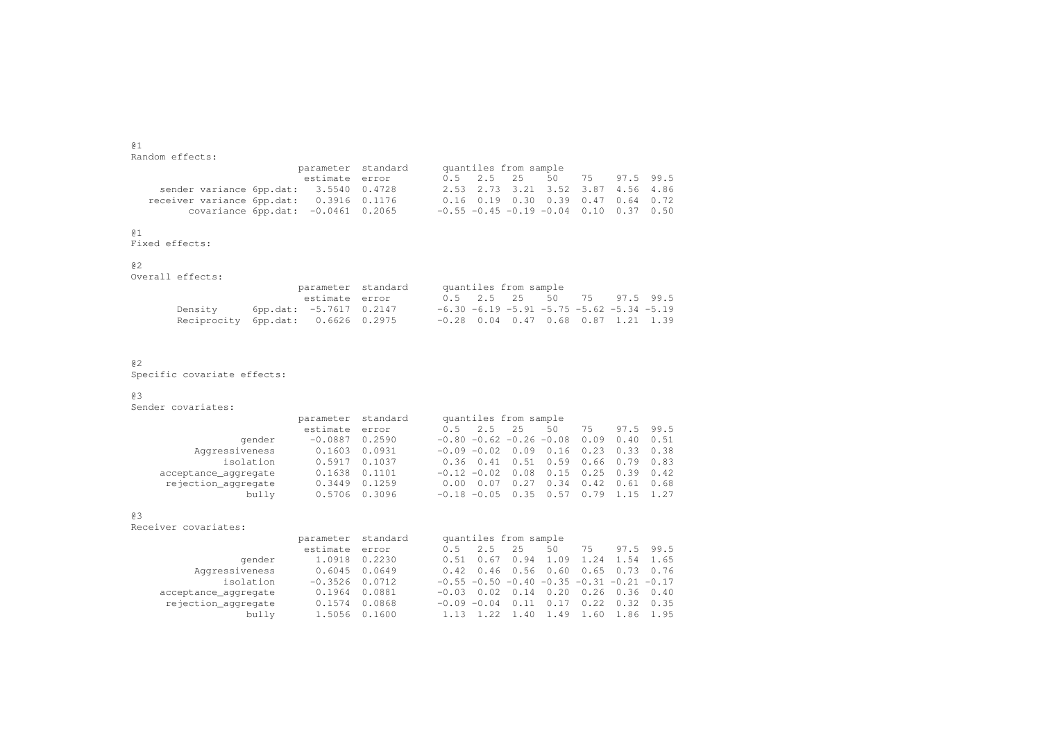@1
Random effects:

| | parameter estimate | standard error | 0.5 | 2.5 | 25 | 50 | 75 | 97.5 | 99.5 |
|---|---|---|---|---|---|---|---|---|---|
| | | | quantiles from sample | | | | | | |
| sender variance 6pp.dat: | 3.5540 | 0.4728 | 2.53 | 2.73 | 3.21 | 3.52 | 3.87 | 4.56 | 4.86 |
| receiver variance 6pp.dat: | 0.3916 | 0.1176 | 0.16 | 0.19 | 0.30 | 0.39 | 0.47 | 0.64 | 0.72 |
| covariance 6pp.dat: | -0.0461 | 0.2065 | -0.55 | -0.45 | -0.19 | -0.04 | 0.10 | 0.37 | 0.50 |

@1
Fixed effects:

@2
Overall effects:

| | parameter estimate | standard error | 0.5 | 2.5 | 25 | 50 | 75 | 97.5 | 99.5 |
|---|---|---|---|---|---|---|---|---|---|
| | | | quantiles from sample | | | | | | |
| Density 6pp.dat: | -5.7617 | 0.2147 | -6.30 | -6.19 | -5.91 | -5.75 | -5.62 | -5.34 | -5.19 |
| Reciprocity 6pp.dat: | 0.6626 | 0.2975 | -0.28 | 0.04 | 0.47 | 0.68 | 0.87 | 1.21 | 1.39 |

@2
Specific covariate effects:

@3
Sender covariates:

| | parameter estimate | standard error | 0.5 | 2.5 | 25 | 50 | 75 | 97.5 | 99.5 |
|---|---|---|---|---|---|---|---|---|---|
| | | | quantiles from sample | | | | | | |
| gender | -0.0887 | 0.2590 | -0.80 | -0.62 | -0.26 | -0.08 | 0.09 | 0.40 | 0.51 |
| Aggressiveness | 0.1603 | 0.0931 | -0.09 | -0.02 | 0.09 | 0.16 | 0.23 | 0.33 | 0.38 |
| isolation | 0.5917 | 0.1037 | 0.36 | 0.41 | 0.51 | 0.59 | 0.66 | 0.79 | 0.83 |
| acceptance_aggregate | 0.1638 | 0.1101 | -0.12 | -0.02 | 0.08 | 0.15 | 0.25 | 0.39 | 0.42 |
| rejection_aggregate | 0.3449 | 0.1259 | 0.00 | 0.07 | 0.27 | 0.34 | 0.42 | 0.61 | 0.68 |
| bully | 0.5706 | 0.3096 | -0.18 | -0.05 | 0.35 | 0.57 | 0.79 | 1.15 | 1.27 |

@3
Receiver covariates:

| | parameter estimate | standard error | 0.5 | 2.5 | 25 | 50 | 75 | 97.5 | 99.5 |
|---|---|---|---|---|---|---|---|---|---|
| | | | quantiles from sample | | | | | | |
| gender | 1.0918 | 0.2230 | 0.51 | 0.67 | 0.94 | 1.09 | 1.24 | 1.54 | 1.65 |
| Aggressiveness | 0.6045 | 0.0649 | 0.42 | 0.46 | 0.56 | 0.60 | 0.65 | 0.73 | 0.76 |
| isolation | -0.3526 | 0.0712 | -0.55 | -0.50 | -0.40 | -0.35 | -0.31 | -0.21 | -0.17 |
| acceptance_aggregate | 0.1964 | 0.0881 | -0.03 | 0.02 | 0.14 | 0.20 | 0.26 | 0.36 | 0.40 |
| rejection_aggregate | 0.1574 | 0.0868 | -0.09 | -0.04 | 0.11 | 0.17 | 0.22 | 0.32 | 0.35 |
| bully | 1.5056 | 0.1600 | 1.13 | 1.22 | 1.40 | 1.49 | 1.60 | 1.86 | 1.95 |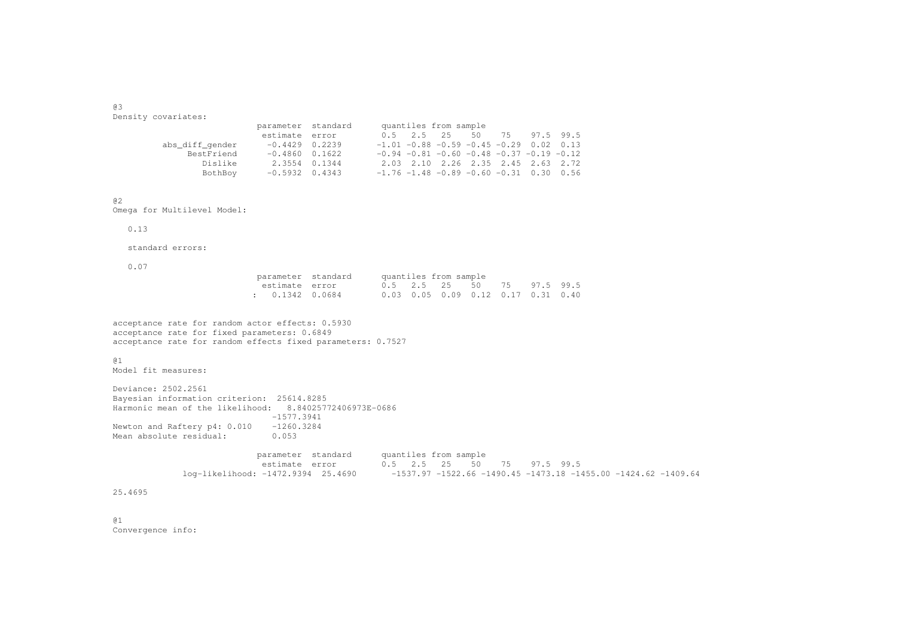```
@3
Density covariates:
                           parameter  standard      quantiles from sample
                            estimate  error         0.5   2.5   25    50    75    97.5  99.5
          abs_diff_gender    -0.4429  0.2239       -1.01 -0.88 -0.59 -0.45 -0.29  0.02  0.13
               BestFriend    -0.4860  0.1622       -0.94 -0.81 -0.60 -0.48 -0.37 -0.19 -0.12
                  Dislike     2.3554  0.1344        2.03  2.10  2.26  2.35  2.45  2.63  2.72
                  BothBoy    -0.5932  0.4343       -1.76 -1.48 -0.89 -0.60 -0.31  0.30  0.56


@2
Omega for Multilevel Model:

   0.13

   standard errors:

   0.07
                           parameter  standard      quantiles from sample
                            estimate  error         0.5   2.5   25    50    75    97.5  99.5
                         :   0.1342  0.0684        0.03  0.05  0.09  0.12  0.17  0.31  0.40


acceptance rate for random actor effects: 0.5930
acceptance rate for fixed parameters: 0.6849
acceptance rate for random effects fixed parameters: 0.7527

@1
Model fit measures:

Deviance: 2502.2561
Bayesian information criterion:  25614.8285
Harmonic mean of the likelihood:   8.84025772406973E-0686
                              -1577.3941
Newton and Raftery p4: 0.010    -1260.3284
Mean absolute residual:         0.053

                           parameter  standard      quantiles from sample
                            estimate  error         0.5   2.5   25    50    75    97.5  99.5
             log-likelihood: -1472.9394  25.4690      -1537.97 -1522.66 -1490.45 -1473.18 -1455.00 -1424.62 -1409.64

25.4695


@1
Convergence info:
```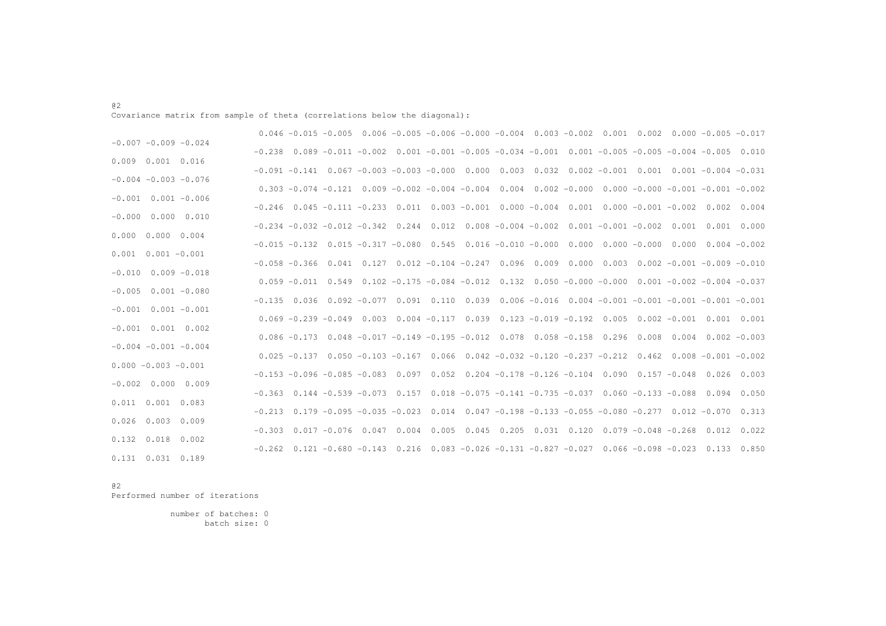@2
Covariance matrix from sample of theta (correlations below the diagonal):

```
                               0.046 -0.015 -0.005  0.006 -0.005 -0.006 -0.000 -0.004  0.003 -0.002  0.001  0.002  0.000 -0.005 -0.017
-0.007 -0.009 -0.024
                              -0.238  0.089 -0.011 -0.002  0.001 -0.001 -0.005 -0.034 -0.001  0.001 -0.005 -0.005 -0.004 -0.005  0.010
 0.009  0.001  0.016
                              -0.091 -0.141  0.067 -0.003 -0.003 -0.000  0.000  0.003  0.032  0.002 -0.001  0.001  0.001 -0.004 -0.031
-0.004 -0.003 -0.076
                               0.303 -0.074 -0.121  0.009 -0.002 -0.004 -0.004  0.004  0.002 -0.000  0.000 -0.000 -0.001 -0.001 -0.002
-0.001  0.001 -0.006
                              -0.246  0.045 -0.111 -0.233  0.011  0.003 -0.001  0.000 -0.004  0.001  0.000 -0.001 -0.002  0.002  0.004
-0.000  0.000  0.010
                              -0.234 -0.032 -0.012 -0.342  0.244  0.012  0.008 -0.004 -0.002  0.001 -0.001 -0.002  0.001  0.001  0.000
 0.000  0.000  0.004
                              -0.015 -0.132  0.015 -0.317 -0.080  0.545  0.016 -0.010 -0.000  0.000  0.000 -0.000  0.000  0.004 -0.002
 0.001  0.001 -0.001
                              -0.058 -0.366  0.041  0.127  0.012 -0.104 -0.247  0.096  0.009  0.000  0.003  0.002 -0.001 -0.009 -0.010
-0.010  0.009 -0.018
                               0.059 -0.011  0.549  0.102 -0.175 -0.084 -0.012  0.132  0.050 -0.000 -0.000  0.001 -0.002 -0.004 -0.037
-0.005  0.001 -0.080
                              -0.135  0.036  0.092 -0.077  0.091  0.110  0.039  0.006 -0.016  0.004 -0.001 -0.001 -0.001 -0.001 -0.001
-0.001  0.001 -0.001
                               0.069 -0.239 -0.049  0.003  0.004 -0.117  0.039  0.123 -0.019 -0.192  0.005  0.002 -0.001  0.001  0.001
-0.001  0.001  0.002
                               0.086 -0.173  0.048 -0.017 -0.149 -0.195 -0.012  0.078  0.058 -0.158  0.296  0.008  0.004  0.002 -0.003
-0.004 -0.001 -0.004
                               0.025 -0.137  0.050 -0.103 -0.167  0.066  0.042 -0.032 -0.120 -0.237 -0.212  0.462  0.008 -0.001 -0.002
 0.000 -0.003 -0.001
                              -0.153 -0.096 -0.085 -0.083  0.097  0.052  0.204 -0.178 -0.126 -0.104  0.090  0.157 -0.048  0.026  0.003
-0.002  0.000  0.009
                              -0.363  0.144 -0.539 -0.073  0.157  0.018 -0.075 -0.141 -0.735 -0.037  0.060 -0.133 -0.088  0.094  0.050
 0.011  0.001  0.083
                              -0.213  0.179 -0.095 -0.035 -0.023  0.014  0.047 -0.198 -0.133 -0.055 -0.080 -0.277  0.012 -0.070  0.313
 0.026  0.003  0.009
                              -0.303  0.017 -0.076  0.047  0.004  0.005  0.045  0.205  0.031  0.120  0.079 -0.048 -0.268  0.012  0.022
 0.132  0.018  0.002
                              -0.262  0.121 -0.680 -0.143  0.216  0.083 -0.026 -0.131 -0.827 -0.027  0.066 -0.098 -0.023  0.133  0.850
 0.131  0.031  0.189
```

@2
Performed number of iterations

```
          number of batches: 0
                 batch size: 0
```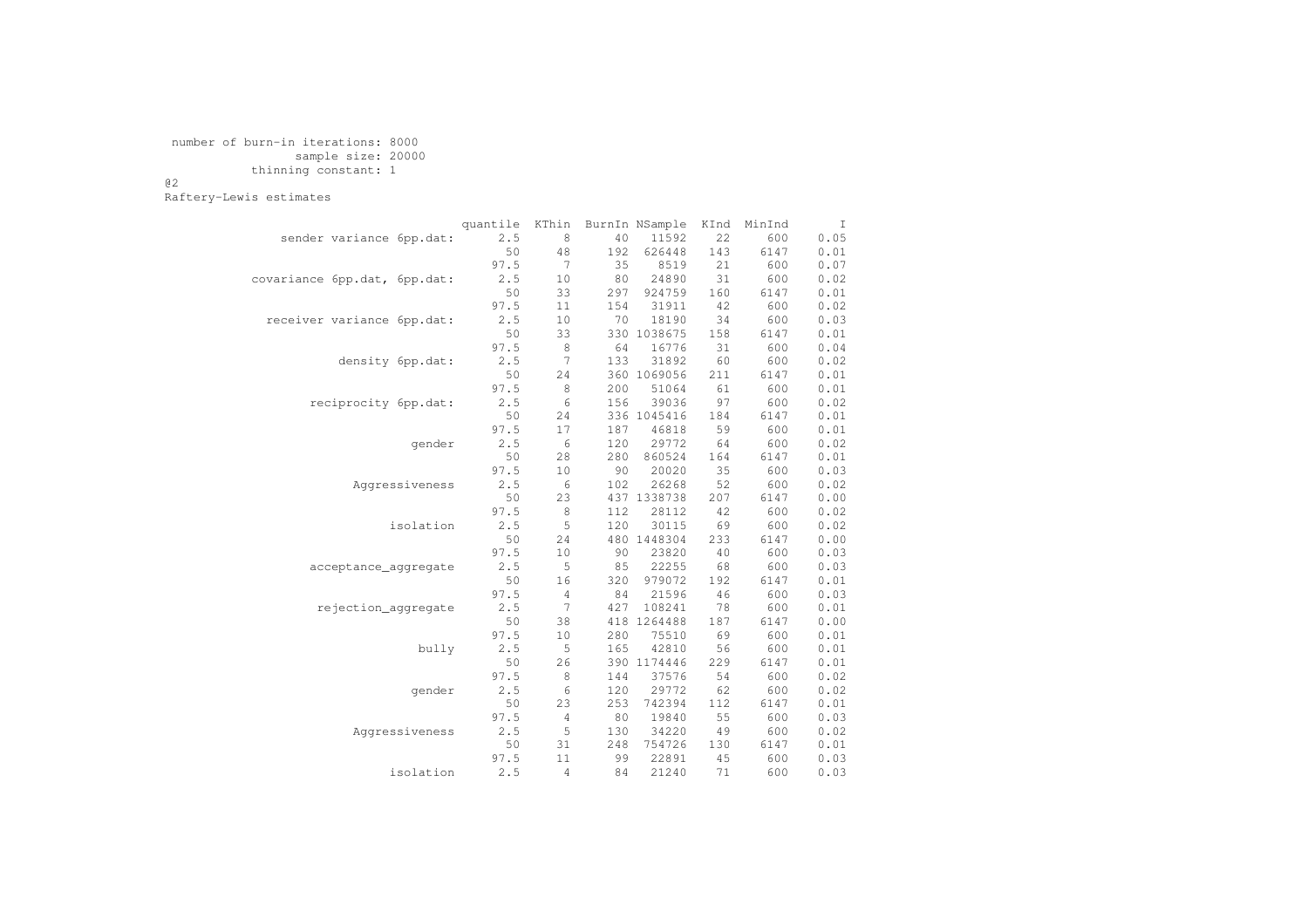number of burn-in iterations: 8000
sample size: 20000
thinning constant: 1

@2

Raftery-Lewis estimates

| | quantile | KThin | BurnIn | NSample | KInd | MinInd | I |
|---|---|---|---|---|---|---|---|
| sender variance 6pp.dat: | 2.5 | 8 | 40 | 11592 | 22 | 600 | 0.05 |
| | 50 | 48 | 192 | 626448 | 143 | 6147 | 0.01 |
| | 97.5 | 7 | 35 | 8519 | 21 | 600 | 0.07 |
| covariance 6pp.dat, 6pp.dat: | 2.5 | 10 | 80 | 24890 | 31 | 600 | 0.02 |
| | 50 | 33 | 297 | 924759 | 160 | 6147 | 0.01 |
| | 97.5 | 11 | 154 | 31911 | 42 | 600 | 0.02 |
| receiver variance 6pp.dat: | 2.5 | 10 | 70 | 18190 | 34 | 600 | 0.03 |
| | 50 | 33 | 330 | 1038675 | 158 | 6147 | 0.01 |
| | 97.5 | 8 | 64 | 16776 | 31 | 600 | 0.04 |
| density 6pp.dat: | 2.5 | 7 | 133 | 31892 | 60 | 600 | 0.02 |
| | 50 | 24 | 360 | 1069056 | 211 | 6147 | 0.01 |
| | 97.5 | 8 | 200 | 51064 | 61 | 600 | 0.01 |
| reciprocity 6pp.dat: | 2.5 | 6 | 156 | 39036 | 97 | 600 | 0.02 |
| | 50 | 24 | 336 | 1045416 | 184 | 6147 | 0.01 |
| | 97.5 | 17 | 187 | 46818 | 59 | 600 | 0.01 |
| gender | 2.5 | 6 | 120 | 29772 | 64 | 600 | 0.02 |
| | 50 | 28 | 280 | 860524 | 164 | 6147 | 0.01 |
| | 97.5 | 10 | 90 | 20020 | 35 | 600 | 0.03 |
| Aggressiveness | 2.5 | 6 | 102 | 26268 | 52 | 600 | 0.02 |
| | 50 | 23 | 437 | 1338738 | 207 | 6147 | 0.00 |
| | 97.5 | 8 | 112 | 28112 | 42 | 600 | 0.02 |
| isolation | 2.5 | 5 | 120 | 30115 | 69 | 600 | 0.02 |
| | 50 | 24 | 480 | 1448304 | 233 | 6147 | 0.00 |
| | 97.5 | 10 | 90 | 23820 | 40 | 600 | 0.03 |
| acceptance_aggregate | 2.5 | 5 | 85 | 22255 | 68 | 600 | 0.03 |
| | 50 | 16 | 320 | 979072 | 192 | 6147 | 0.01 |
| | 97.5 | 4 | 84 | 21596 | 46 | 600 | 0.03 |
| rejection_aggregate | 2.5 | 7 | 427 | 108241 | 78 | 600 | 0.01 |
| | 50 | 38 | 418 | 1264488 | 187 | 6147 | 0.00 |
| | 97.5 | 10 | 280 | 75510 | 69 | 600 | 0.01 |
| bully | 2.5 | 5 | 165 | 42810 | 56 | 600 | 0.01 |
| | 50 | 26 | 390 | 1174446 | 229 | 6147 | 0.01 |
| | 97.5 | 8 | 144 | 37576 | 54 | 600 | 0.02 |
| gender | 2.5 | 6 | 120 | 29772 | 62 | 600 | 0.02 |
| | 50 | 23 | 253 | 742394 | 112 | 6147 | 0.01 |
| | 97.5 | 4 | 80 | 19840 | 55 | 600 | 0.03 |
| Aggressiveness | 2.5 | 5 | 130 | 34220 | 49 | 600 | 0.02 |
| | 50 | 31 | 248 | 754726 | 130 | 6147 | 0.01 |
| | 97.5 | 11 | 99 | 22891 | 45 | 600 | 0.03 |
| isolation | 2.5 | 4 | 84 | 21240 | 71 | 600 | 0.03 |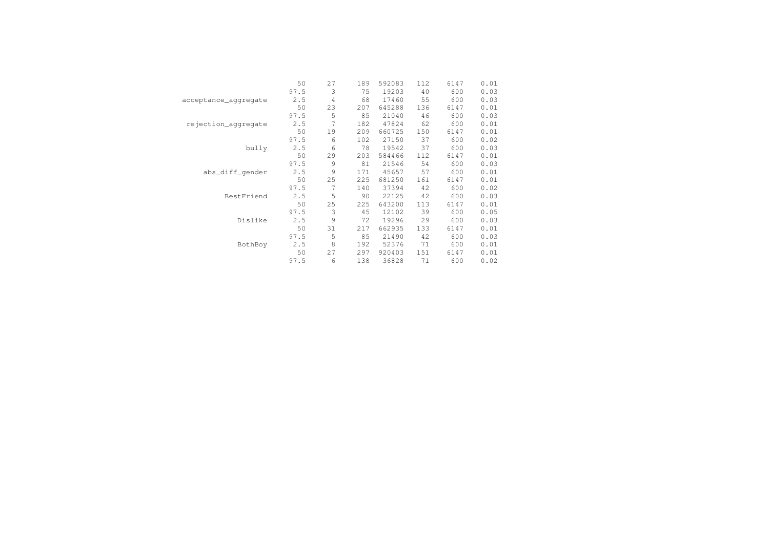| | | | | | | | |
|---|---|---|---|---|---|---|---|
| | 50 | 27 | 189 | 592083 | 112 | 6147 | 0.01 |
| | 97.5 | 3 | 75 | 19203 | 40 | 600 | 0.03 |
| acceptance_aggregate | 2.5 | 4 | 68 | 17460 | 55 | 600 | 0.03 |
| | 50 | 23 | 207 | 645288 | 136 | 6147 | 0.01 |
| | 97.5 | 5 | 85 | 21040 | 46 | 600 | 0.03 |
| rejection_aggregate | 2.5 | 7 | 182 | 47824 | 62 | 600 | 0.01 |
| | 50 | 19 | 209 | 660725 | 150 | 6147 | 0.01 |
| | 97.5 | 6 | 102 | 27150 | 37 | 600 | 0.02 |
| bully | 2.5 | 6 | 78 | 19542 | 37 | 600 | 0.03 |
| | 50 | 29 | 203 | 584466 | 112 | 6147 | 0.01 |
| | 97.5 | 9 | 81 | 21546 | 54 | 600 | 0.03 |
| abs_diff_gender | 2.5 | 9 | 171 | 45657 | 57 | 600 | 0.01 |
| | 50 | 25 | 225 | 681250 | 161 | 6147 | 0.01 |
| | 97.5 | 7 | 140 | 37394 | 42 | 600 | 0.02 |
| BestFriend | 2.5 | 5 | 90 | 22125 | 42 | 600 | 0.03 |
| | 50 | 25 | 225 | 643200 | 113 | 6147 | 0.01 |
| | 97.5 | 3 | 45 | 12102 | 39 | 600 | 0.05 |
| Dislike | 2.5 | 9 | 72 | 19296 | 29 | 600 | 0.03 |
| | 50 | 31 | 217 | 662935 | 133 | 6147 | 0.01 |
| | 97.5 | 5 | 85 | 21490 | 42 | 600 | 0.03 |
| BothBoy | 2.5 | 8 | 192 | 52376 | 71 | 600 | 0.01 |
| | 50 | 27 | 297 | 920403 | 151 | 6147 | 0.01 |
| | 97.5 | 6 | 138 | 36828 | 71 | 600 | 0.02 |